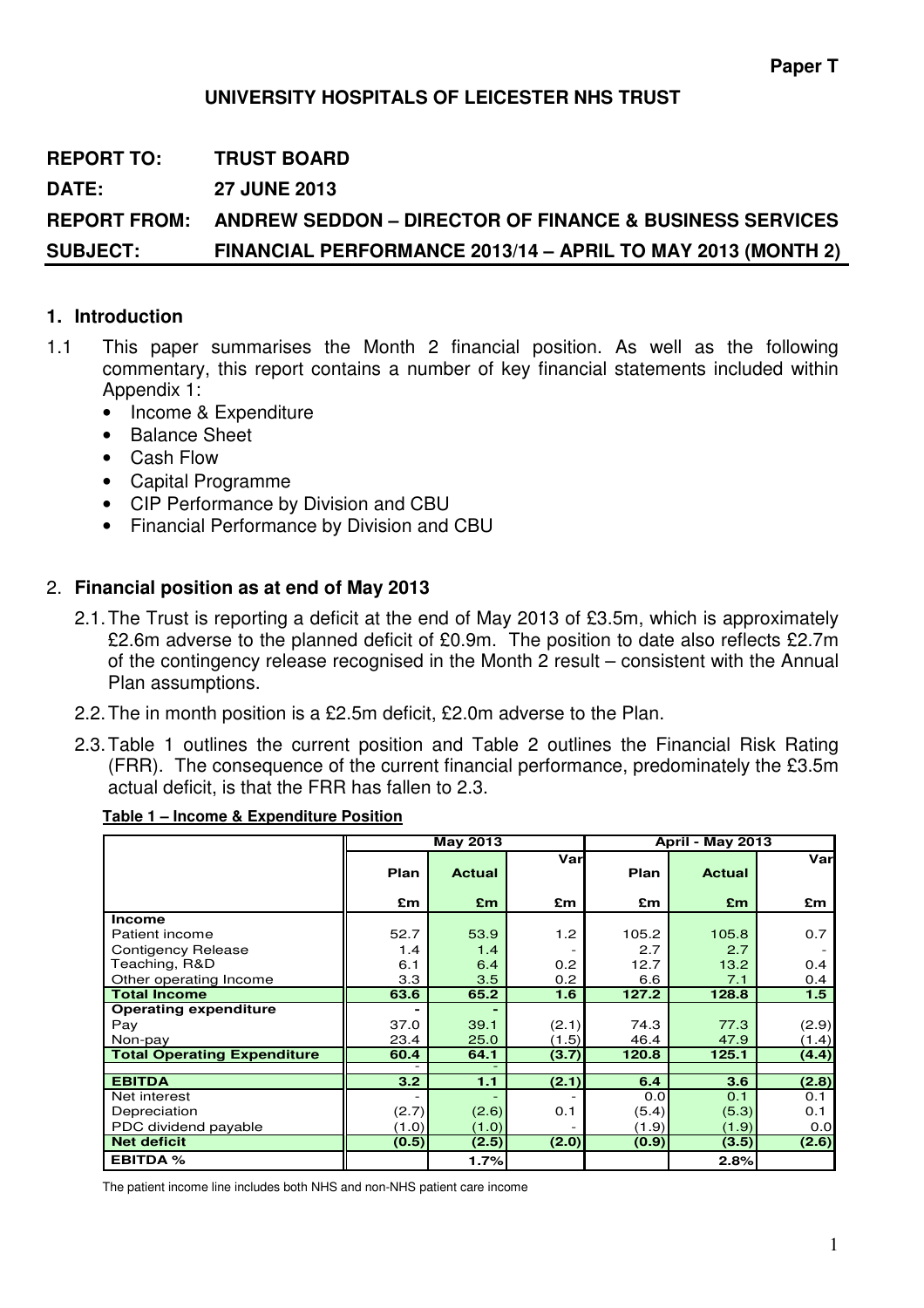**Paper T**

**UNIVERSITY HOSPITALS OF LEICESTER NHS TRUST**

**REPORT TO:** **TRUST BOARD**

**DATE:** **27 JUNE 2013**

**REPORT FROM:** **ANDREW SEDDON – DIRECTOR OF FINANCE & BUSINESS SERVICES**

**SUBJECT:** **FINANCIAL PERFORMANCE 2013/14 – APRIL TO MAY 2013 (MONTH 2)**

## 1. Introduction

1.1 This paper summarises the Month 2 financial position. As well as the following commentary, this report contains a number of key financial statements included within Appendix 1:

- Income & Expenditure
- Balance Sheet
- Cash Flow
- Capital Programme
- CIP Performance by Division and CBU
- Financial Performance by Division and CBU

## 2. Financial position as at end of May 2013

2.1. The Trust is reporting a deficit at the end of May 2013 of £3.5m, which is approximately £2.6m adverse to the planned deficit of £0.9m. The position to date also reflects £2.7m of the contingency release recognised in the Month 2 result – consistent with the Annual Plan assumptions.

2.2. The in month position is a £2.5m deficit, £2.0m adverse to the Plan.

2.3. Table 1 outlines the current position and Table 2 outlines the Financial Risk Rating (FRR). The consequence of the current financial performance, predominately the £3.5m actual deficit, is that the FRR has fallen to 2.3.

**Table 1 – Income & Expenditure Position**

| | May 2013 | | | April - May 2013 | | |
|---|---|---|---|---|---|---|
| | Plan | Actual | Var | Plan | Actual | Var |
| | £m | £m | £m | £m | £m | £m |
| **Income** | | | | | | |
| Patient income | 52.7 | 53.9 | 1.2 | 105.2 | 105.8 | 0.7 |
| Contigency Release | 1.4 | 1.4 | - | 2.7 | 2.7 | - |
| Teaching, R&D | 6.1 | 6.4 | 0.2 | 12.7 | 13.2 | 0.4 |
| Other operating Income | 3.3 | 3.5 | 0.2 | 6.6 | 7.1 | 0.4 |
| **Total Income** | **63.6** | **65.2** | **1.6** | **127.2** | **128.8** | **1.5** |
| **Operating expenditure** | - | - | | | | |
| Pay | 37.0 | 39.1 | (2.1) | 74.3 | 77.3 | (2.9) |
| Non-pay | 23.4 | 25.0 | (1.5) | 46.4 | 47.9 | (1.4) |
| **Total Operating Expenditure** | **60.4** | **64.1** | **(3.7)** | **120.8** | **125.1** | **(4.4)** |
| | - | - | | | | |
| **EBITDA** | **3.2** | **1.1** | **(2.1)** | **6.4** | **3.6** | **(2.8)** |
| Net interest | - | - | - | 0.0 | 0.1 | 0.1 |
| Depreciation | (2.7) | (2.6) | 0.1 | (5.4) | (5.3) | 0.1 |
| PDC dividend payable | (1.0) | (1.0) | - | (1.9) | (1.9) | 0.0 |
| **Net deficit** | **(0.5)** | **(2.5)** | **(2.0)** | **(0.9)** | **(3.5)** | **(2.6)** |
| **EBITDA %** | | **1.7%** | | | **2.8%** | |

The patient income line includes both NHS and non-NHS patient care income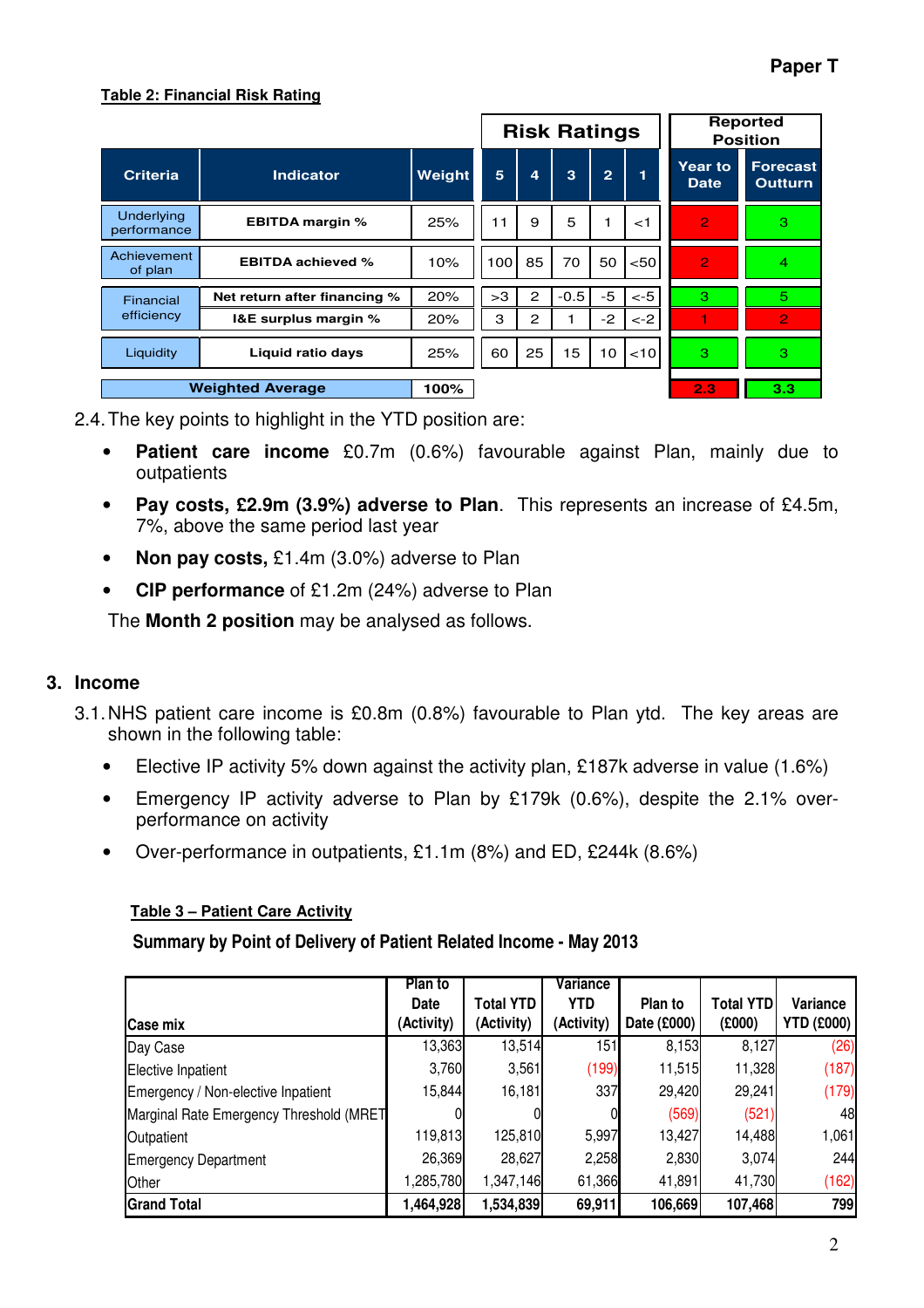Paper T

**Table 2: Financial Risk Rating**

| Criteria | Indicator | Weight | Risk Ratings 5 | 4 | 3 | 2 | 1 | Reported Position Year to Date | Forecast Outturn |
|---|---|---|---|---|---|---|---|---|---|
| Underlying performance | EBITDA margin % | 25% | 11 | 9 | 5 | 1 | <1 | 2 | 3 |
| Achievement of plan | EBITDA achieved % | 10% | 100 | 85 | 70 | 50 | <50 | 2 | 4 |
| Financial efficiency | Net return after financing % | 20% | >3 | 2 | -0.5 | -5 | <-5 | 3 | 5 |
| | I&E surplus margin % | 20% | 3 | 2 | 1 | -2 | <-2 | 1 | 2 |
| Liquidity | Liquid ratio days | 25% | 60 | 25 | 15 | 10 | <10 | 3 | 3 |
| Weighted Average | | 100% | | | | | | 2.3 | 3.3 |

2.4. The key points to highlight in the YTD position are:

- **Patient care income** £0.7m (0.6%) favourable against Plan, mainly due to outpatients
- **Pay costs, £2.9m (3.9%) adverse to Plan**. This represents an increase of £4.5m, 7%, above the same period last year
- **Non pay costs,** £1.4m (3.0%) adverse to Plan
- **CIP performance** of £1.2m (24%) adverse to Plan

The **Month 2 position** may be analysed as follows.

## 3. Income

3.1. NHS patient care income is £0.8m (0.8%) favourable to Plan ytd. The key areas are shown in the following table:

- Elective IP activity 5% down against the activity plan, £187k adverse in value (1.6%)
- Emergency IP activity adverse to Plan by £179k (0.6%), despite the 2.1% over-performance on activity
- Over-performance in outpatients, £1.1m (8%) and ED, £244k (8.6%)

**Table 3 – Patient Care Activity**

**Summary by Point of Delivery of Patient Related Income - May 2013**

| Case mix | Plan to Date (Activity) | Total YTD (Activity) | Variance YTD (Activity) | Plan to Date (£000) | Total YTD (£000) | Variance YTD (£000) |
|---|---|---|---|---|---|---|
| Day Case | 13,363 | 13,514 | 151 | 8,153 | 8,127 | (26) |
| Elective Inpatient | 3,760 | 3,561 | (199) | 11,515 | 11,328 | (187) |
| Emergency / Non-elective Inpatient | 15,844 | 16,181 | 337 | 29,420 | 29,241 | (179) |
| Marginal Rate Emergency Threshold (MRET | 0 | 0 | 0 | (569) | (521) | 48 |
| Outpatient | 119,813 | 125,810 | 5,997 | 13,427 | 14,488 | 1,061 |
| Emergency Department | 26,369 | 28,627 | 2,258 | 2,830 | 3,074 | 244 |
| Other | 1,285,780 | 1,347,146 | 61,366 | 41,891 | 41,730 | (162) |
| **Grand Total** | **1,464,928** | **1,534,839** | **69,911** | **106,669** | **107,468** | **799** |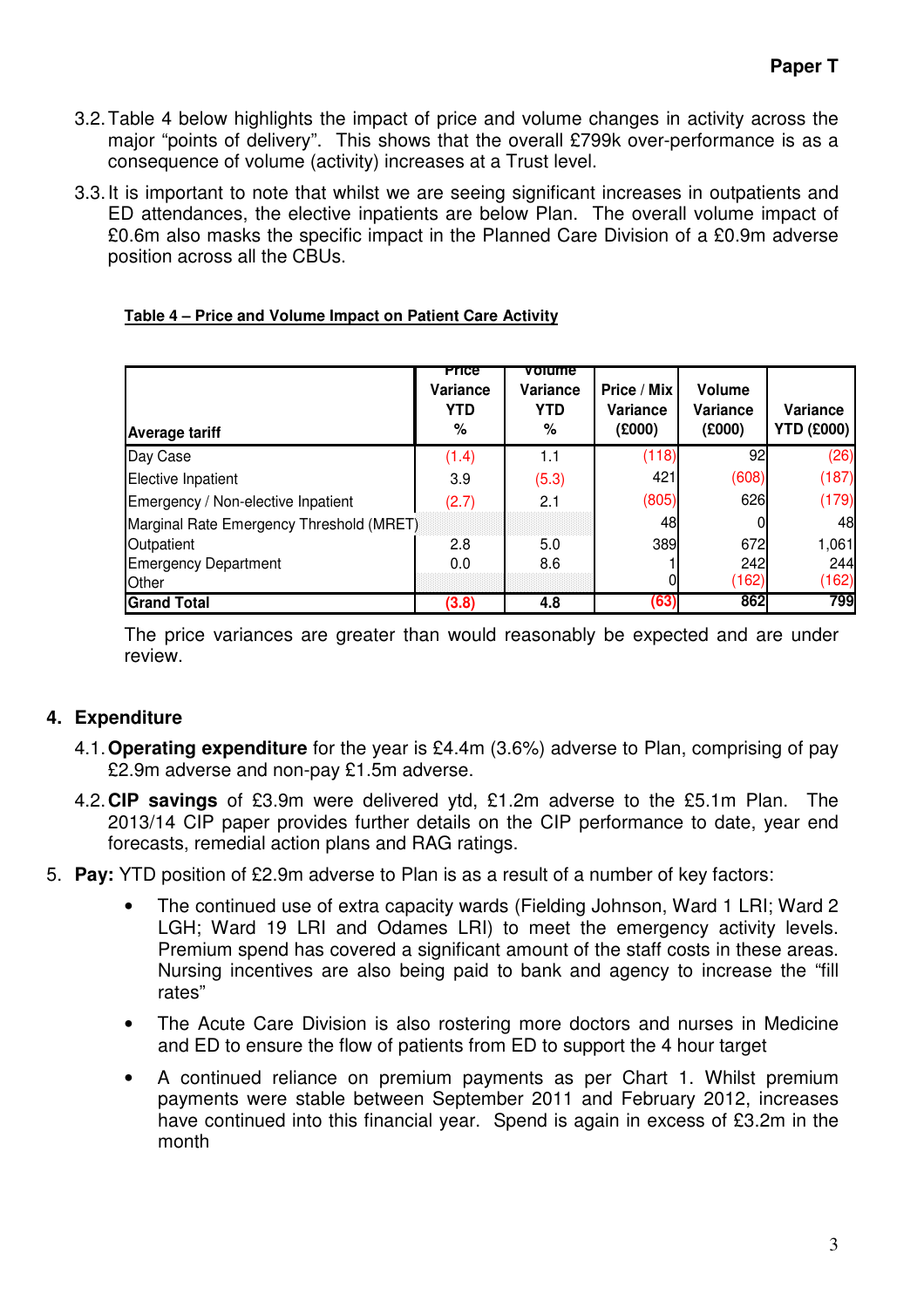3.2. Table 4 below highlights the impact of price and volume changes in activity across the major "points of delivery". This shows that the overall £799k over-performance is as a consequence of volume (activity) increases at a Trust level.

3.3. It is important to note that whilst we are seeing significant increases in outpatients and ED attendances, the elective inpatients are below Plan. The overall volume impact of £0.6m also masks the specific impact in the Planned Care Division of a £0.9m adverse position across all the CBUs.

**Table 4 – Price and Volume Impact on Patient Care Activity**

| Average tariff | Price Variance YTD % | Volume Variance YTD % | Price / Mix Variance (£000) | Volume Variance (£000) | Variance YTD (£000) |
|---|---|---|---|---|---|
| Day Case | (1.4) | 1.1 | (118) | 92 | (26) |
| Elective Inpatient | 3.9 | (5.3) | 421 | (608) | (187) |
| Emergency / Non-elective Inpatient | (2.7) | 2.1 | (805) | 626 | (179) |
| Marginal Rate Emergency Threshold (MRET) | | | 48 | 0 | 48 |
| Outpatient | 2.8 | 5.0 | 389 | 672 | 1,061 |
| Emergency Department | 0.0 | 8.6 | 1 | 242 | 244 |
| Other | | | 0 | (162) | (162) |
| **Grand Total** | **(3.8)** | **4.8** | **(63)** | **862** | **799** |

The price variances are greater than would reasonably be expected and are under review.

## 4. Expenditure

4.1. **Operating expenditure** for the year is £4.4m (3.6%) adverse to Plan, comprising of pay £2.9m adverse and non-pay £1.5m adverse.

4.2. **CIP savings** of £3.9m were delivered ytd, £1.2m adverse to the £5.1m Plan. The 2013/14 CIP paper provides further details on the CIP performance to date, year end forecasts, remedial action plans and RAG ratings.

5. **Pay:** YTD position of £2.9m adverse to Plan is as a result of a number of key factors:

- The continued use of extra capacity wards (Fielding Johnson, Ward 1 LRI; Ward 2 LGH; Ward 19 LRI and Odames LRI) to meet the emergency activity levels. Premium spend has covered a significant amount of the staff costs in these areas. Nursing incentives are also being paid to bank and agency to increase the "fill rates"
- The Acute Care Division is also rostering more doctors and nurses in Medicine and ED to ensure the flow of patients from ED to support the 4 hour target
- A continued reliance on premium payments as per Chart 1. Whilst premium payments were stable between September 2011 and February 2012, increases have continued into this financial year. Spend is again in excess of £3.2m in the month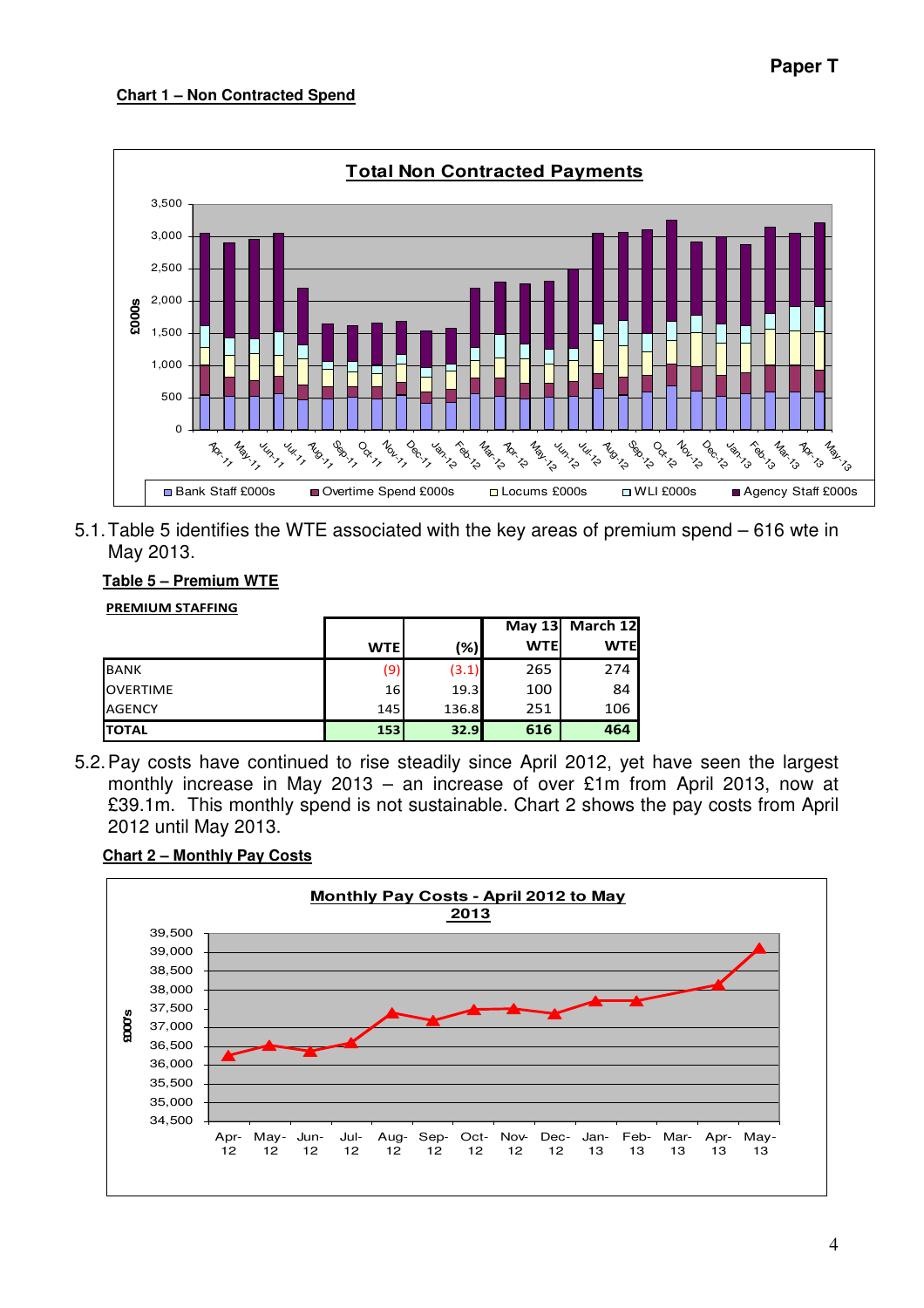Paper T

**Chart 1 – Non Contracted Spend**

5.1. Table 5 identifies the WTE associated with the key areas of premium spend – 616 wte in May 2013.

**Table 5 – Premium WTE**

**PREMIUM STAFFING**

| | WTE | (%) | May 13 WTE | March 12 WTE |
|---|---|---|---|---|
| BANK | (9) | (3.1) | 265 | 274 |
| OVERTIME | 16 | 19.3 | 100 | 84 |
| AGENCY | 145 | 136.8 | 251 | 106 |
| **TOTAL** | **153** | **32.9** | **616** | **464** |

5.2. Pay costs have continued to rise steadily since April 2012, yet have seen the largest monthly increase in May 2013 – an increase of over £1m from April 2013, now at £39.1m. This monthly spend is not sustainable. Chart 2 shows the pay costs from April 2012 until May 2013.

**Chart 2 – Monthly Pay Costs**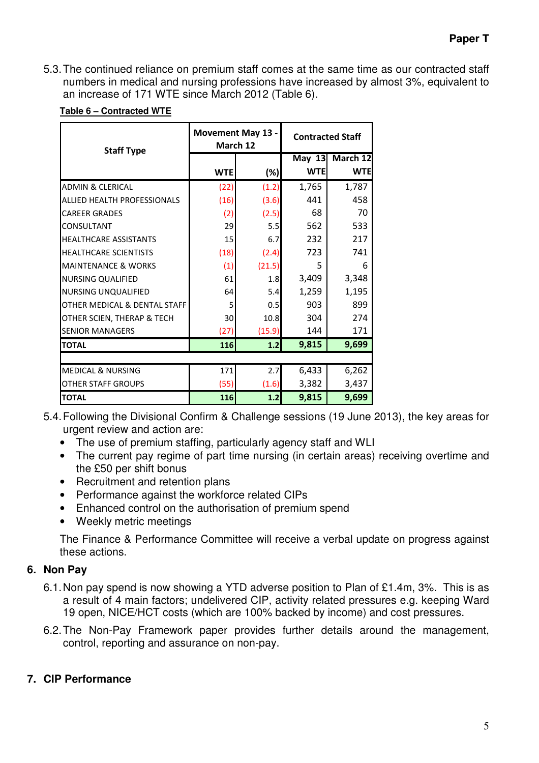5.3. The continued reliance on premium staff comes at the same time as our contracted staff numbers in medical and nursing professions have increased by almost 3%, equivalent to an increase of 171 WTE since March 2012 (Table 6).

**Table 6 – Contracted WTE**

| Staff Type | Movement May 13 - March 12 | | Contracted Staff | |
|---|---|---|---|---|
| | WTE | (%) | May 13 WTE | March 12 WTE |
| ADMIN & CLERICAL | (22) | (1.2) | 1,765 | 1,787 |
| ALLIED HEALTH PROFESSIONALS | (16) | (3.6) | 441 | 458 |
| CAREER GRADES | (2) | (2.5) | 68 | 70 |
| CONSULTANT | 29 | 5.5 | 562 | 533 |
| HEALTHCARE ASSISTANTS | 15 | 6.7 | 232 | 217 |
| HEALTHCARE SCIENTISTS | (18) | (2.4) | 723 | 741 |
| MAINTENANCE & WORKS | (1) | (21.5) | 5 | 6 |
| NURSING QUALIFIED | 61 | 1.8 | 3,409 | 3,348 |
| NURSING UNQUALIFIED | 64 | 5.4 | 1,259 | 1,195 |
| OTHER MEDICAL & DENTAL STAFF | 5 | 0.5 | 903 | 899 |
| OTHER SCIEN, THERAP & TECH | 30 | 10.8 | 304 | 274 |
| SENIOR MANAGERS | (27) | (15.9) | 144 | 171 |
| **TOTAL** | **116** | **1.2** | **9,815** | **9,699** |
| | | | | |
| MEDICAL & NURSING | 171 | 2.7 | 6,433 | 6,262 |
| OTHER STAFF GROUPS | (55) | (1.6) | 3,382 | 3,437 |
| **TOTAL** | **116** | **1.2** | **9,815** | **9,699** |

5.4. Following the Divisional Confirm & Challenge sessions (19 June 2013), the key areas for urgent review and action are:

- The use of premium staffing, particularly agency staff and WLI
- The current pay regime of part time nursing (in certain areas) receiving overtime and the £50 per shift bonus
- Recruitment and retention plans
- Performance against the workforce related CIPs
- Enhanced control on the authorisation of premium spend
- Weekly metric meetings

The Finance & Performance Committee will receive a verbal update on progress against these actions.

## 6. Non Pay

6.1. Non pay spend is now showing a YTD adverse position to Plan of £1.4m, 3%. This is as a result of 4 main factors; undelivered CIP, activity related pressures e.g. keeping Ward 19 open, NICE/HCT costs (which are 100% backed by income) and cost pressures.

6.2. The Non-Pay Framework paper provides further details around the management, control, reporting and assurance on non-pay.

## 7. CIP Performance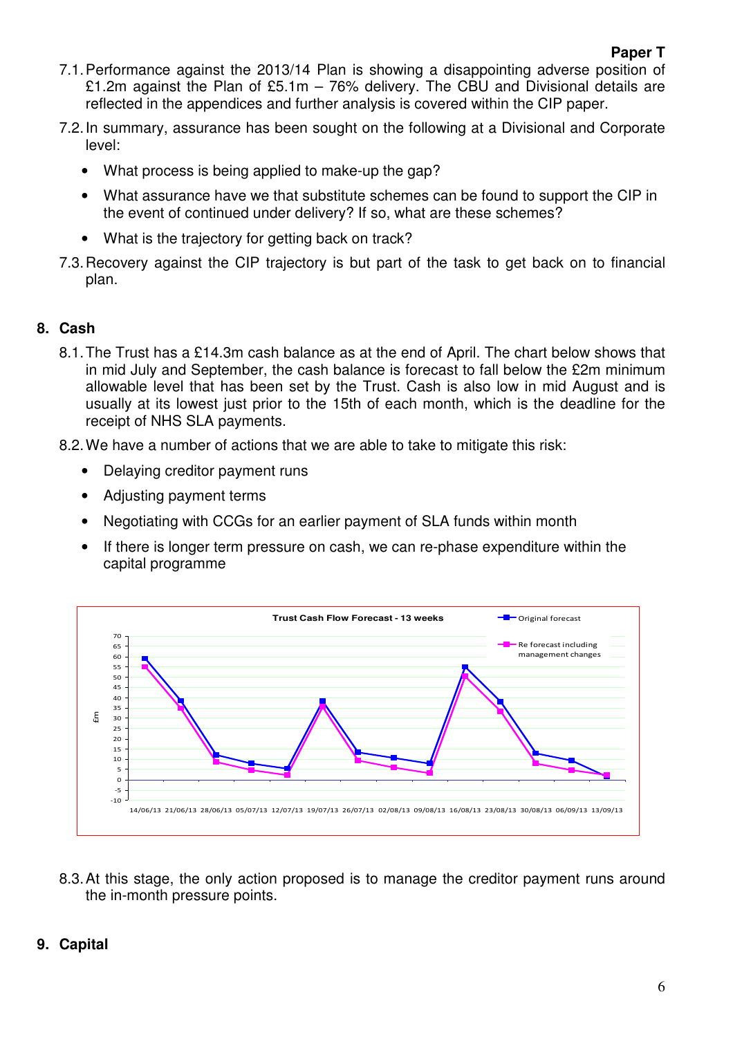7.1. Performance against the 2013/14 Plan is showing a disappointing adverse position of £1.2m against the Plan of £5.1m – 76% delivery. The CBU and Divisional details are reflected in the appendices and further analysis is covered within the CIP paper.

7.2. In summary, assurance has been sought on the following at a Divisional and Corporate level:

- What process is being applied to make-up the gap?
- What assurance have we that substitute schemes can be found to support the CIP in the event of continued under delivery? If so, what are these schemes?
- What is the trajectory for getting back on track?

7.3. Recovery against the CIP trajectory is but part of the task to get back on to financial plan.

## 8. Cash

8.1. The Trust has a £14.3m cash balance as at the end of April. The chart below shows that in mid July and September, the cash balance is forecast to fall below the £2m minimum allowable level that has been set by the Trust. Cash is also low in mid August and is usually at its lowest just prior to the 15th of each month, which is the deadline for the receipt of NHS SLA payments.

8.2. We have a number of actions that we are able to take to mitigate this risk:

- Delaying creditor payment runs
- Adjusting payment terms
- Negotiating with CCGs for an earlier payment of SLA funds within month
- If there is longer term pressure on cash, we can re-phase expenditure within the capital programme

8.3. At this stage, the only action proposed is to manage the creditor payment runs around the in-month pressure points.

## 9. Capital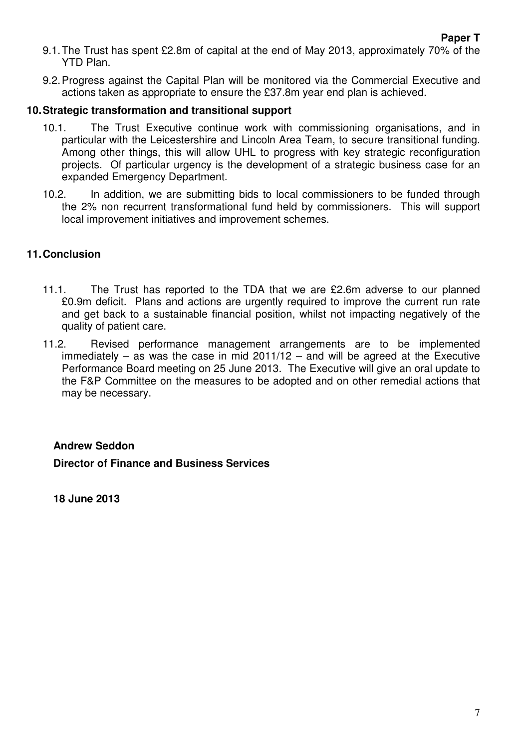9.1. The Trust has spent £2.8m of capital at the end of May 2013, approximately 70% of the YTD Plan.

9.2. Progress against the Capital Plan will be monitored via the Commercial Executive and actions taken as appropriate to ensure the £37.8m year end plan is achieved.

## 10. Strategic transformation and transitional support

10.1. The Trust Executive continue work with commissioning organisations, and in particular with the Leicestershire and Lincoln Area Team, to secure transitional funding. Among other things, this will allow UHL to progress with key strategic reconfiguration projects. Of particular urgency is the development of a strategic business case for an expanded Emergency Department.

10.2. In addition, we are submitting bids to local commissioners to be funded through the 2% non recurrent transformational fund held by commissioners. This will support local improvement initiatives and improvement schemes.

## 11. Conclusion

11.1. The Trust has reported to the TDA that we are £2.6m adverse to our planned £0.9m deficit. Plans and actions are urgently required to improve the current run rate and get back to a sustainable financial position, whilst not impacting negatively of the quality of patient care.

11.2. Revised performance management arrangements are to be implemented immediately – as was the case in mid 2011/12 – and will be agreed at the Executive Performance Board meeting on 25 June 2013. The Executive will give an oral update to the F&P Committee on the measures to be adopted and on other remedial actions that may be necessary.

**Andrew Seddon**

**Director of Finance and Business Services**

**18 June 2013**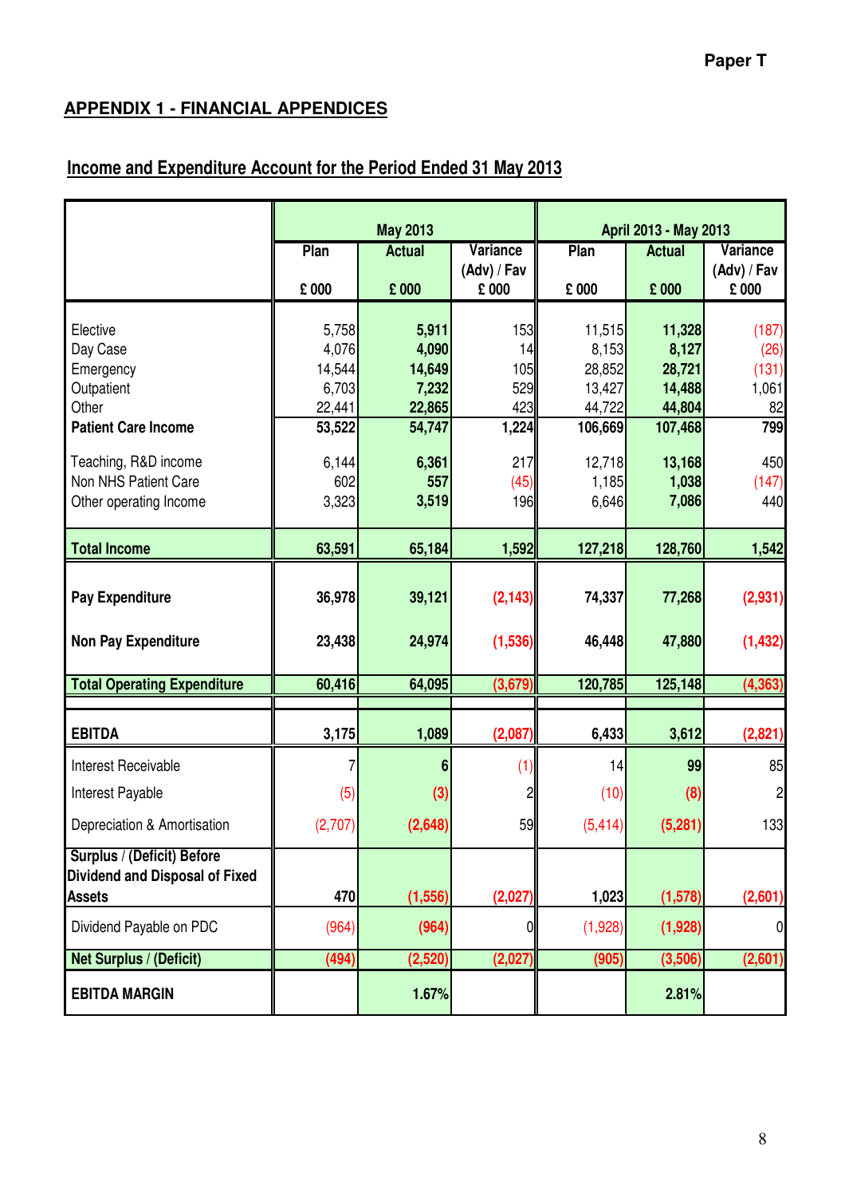Paper T

## APPENDIX 1 - FINANCIAL APPENDICES

### Income and Expenditure Account for the Period Ended 31 May 2013

| | May 2013 | | | April 2013 - May 2013 | | |
|---|---|---|---|---|---|---|
| | Plan | Actual | Variance (Adv) / Fav | Plan | Actual | Variance (Adv) / Fav |
| | £ 000 | £ 000 | £ 000 | £ 000 | £ 000 | £ 000 |
| Elective | 5,758 | **5,911** | 153 | 11,515 | **11,328** | (187) |
| Day Case | 4,076 | **4,090** | 14 | 8,153 | **8,127** | (26) |
| Emergency | 14,544 | **14,649** | 105 | 28,852 | **28,721** | (131) |
| Outpatient | 6,703 | **7,232** | 529 | 13,427 | **14,488** | 1,061 |
| Other | 22,441 | **22,865** | 423 | 44,722 | **44,804** | 82 |
| **Patient Care Income** | **53,522** | **54,747** | **1,224** | **106,669** | **107,468** | **799** |
| Teaching, R&D income | 6,144 | **6,361** | 217 | 12,718 | **13,168** | 450 |
| Non NHS Patient Care | 602 | **557** | (45) | 1,185 | **1,038** | (147) |
| Other operating Income | 3,323 | **3,519** | 196 | 6,646 | **7,086** | 440 |
| **Total Income** | **63,591** | **65,184** | **1,592** | **127,218** | **128,760** | **1,542** |
| **Pay Expenditure** | **36,978** | **39,121** | **(2,143)** | **74,337** | **77,268** | **(2,931)** |
| **Non Pay Expenditure** | **23,438** | **24,974** | **(1,536)** | **46,448** | **47,880** | **(1,432)** |
| **Total Operating Expenditure** | **60,416** | **64,095** | **(3,679)** | **120,785** | **125,148** | **(4,363)** |
| **EBITDA** | **3,175** | **1,089** | **(2,087)** | **6,433** | **3,612** | **(2,821)** |
| Interest Receivable | 7 | **6** | (1) | 14 | **99** | 85 |
| Interest Payable | (5) | **(3)** | 2 | (10) | **(8)** | 2 |
| Depreciation & Amortisation | (2,707) | **(2,648)** | 59 | (5,414) | **(5,281)** | 133 |
| **Surplus / (Deficit) Before Dividend and Disposal of Fixed Assets** | **470** | **(1,556)** | **(2,027)** | **1,023** | **(1,578)** | **(2,601)** |
| Dividend Payable on PDC | (964) | **(964)** | 0 | (1,928) | **(1,928)** | 0 |
| **Net Surplus / (Deficit)** | **(494)** | **(2,520)** | **(2,027)** | **(905)** | **(3,506)** | **(2,601)** |
| **EBITDA MARGIN** | | **1.67%** | | | **2.81%** | |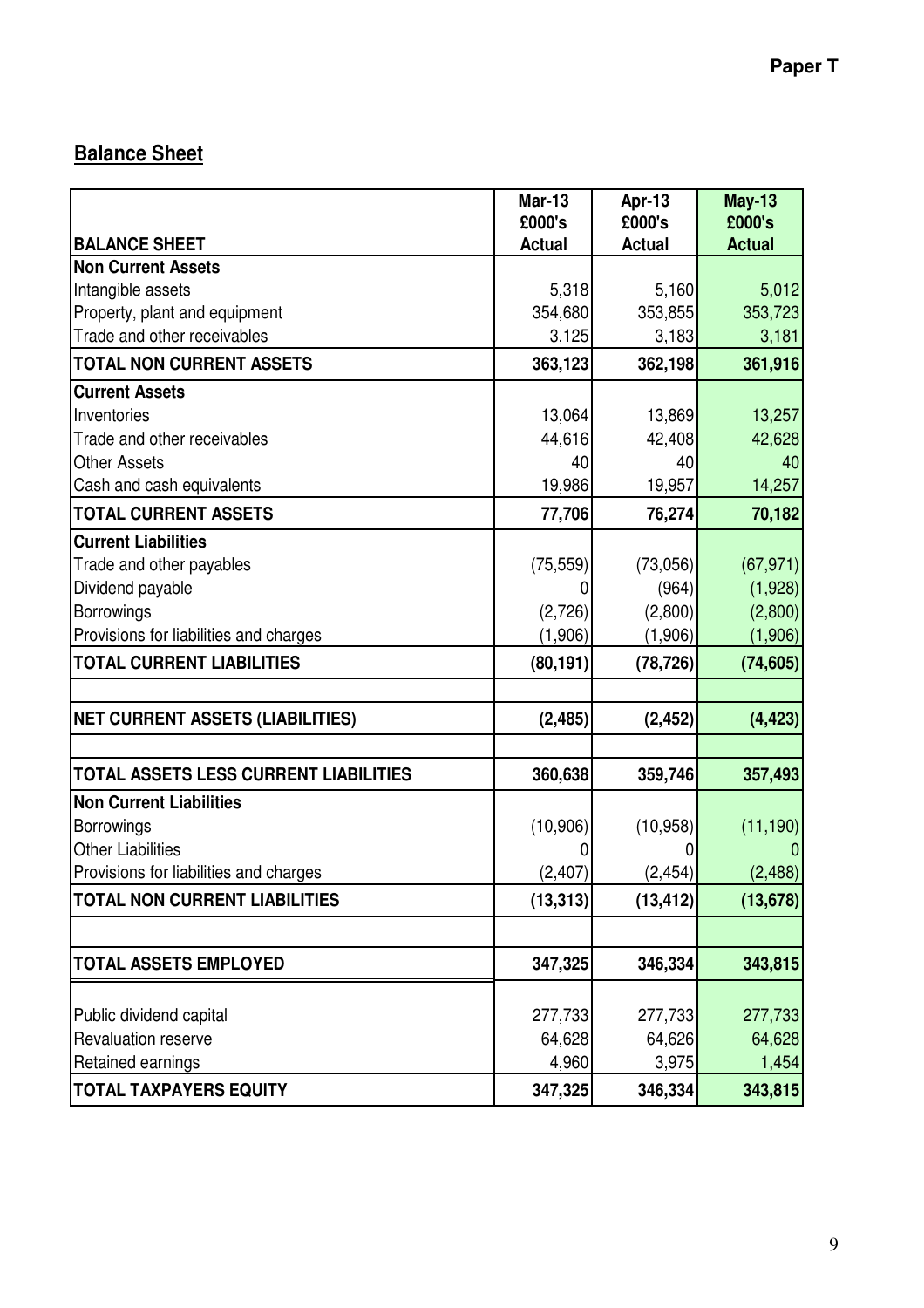**Paper T**

## Balance Sheet

| BALANCE SHEET | Mar-13 £000's Actual | Apr-13 £000's Actual | May-13 £000's Actual |
|---|---|---|---|
| **Non Current Assets** | | | |
| Intangible assets | 5,318 | 5,160 | 5,012 |
| Property, plant and equipment | 354,680 | 353,855 | 353,723 |
| Trade and other receivables | 3,125 | 3,183 | 3,181 |
| **TOTAL NON CURRENT ASSETS** | **363,123** | **362,198** | **361,916** |
| **Current Assets** | | | |
| Inventories | 13,064 | 13,869 | 13,257 |
| Trade and other receivables | 44,616 | 42,408 | 42,628 |
| Other Assets | 40 | 40 | 40 |
| Cash and cash equivalents | 19,986 | 19,957 | 14,257 |
| **TOTAL CURRENT ASSETS** | **77,706** | **76,274** | **70,182** |
| **Current Liabilities** | | | |
| Trade and other payables | (75,559) | (73,056) | (67,971) |
| Dividend payable | 0 | (964) | (1,928) |
| Borrowings | (2,726) | (2,800) | (2,800) |
| Provisions for liabilities and charges | (1,906) | (1,906) | (1,906) |
| **TOTAL CURRENT LIABILITIES** | **(80,191)** | **(78,726)** | **(74,605)** |
| | | | |
| **NET CURRENT ASSETS (LIABILITIES)** | **(2,485)** | **(2,452)** | **(4,423)** |
| | | | |
| **TOTAL ASSETS LESS CURRENT LIABILITIES** | **360,638** | **359,746** | **357,493** |
| **Non Current Liabilities** | | | |
| Borrowings | (10,906) | (10,958) | (11,190) |
| Other Liabilities | 0 | 0 | 0 |
| Provisions for liabilities and charges | (2,407) | (2,454) | (2,488) |
| **TOTAL NON CURRENT LIABILITIES** | **(13,313)** | **(13,412)** | **(13,678)** |
| | | | |
| **TOTAL ASSETS EMPLOYED** | **347,325** | **346,334** | **343,815** |
| | | | |
| Public dividend capital | 277,733 | 277,733 | 277,733 |
| Revaluation reserve | 64,628 | 64,626 | 64,628 |
| Retained earnings | 4,960 | 3,975 | 1,454 |
| **TOTAL TAXPAYERS EQUITY** | **347,325** | **346,334** | **343,815** |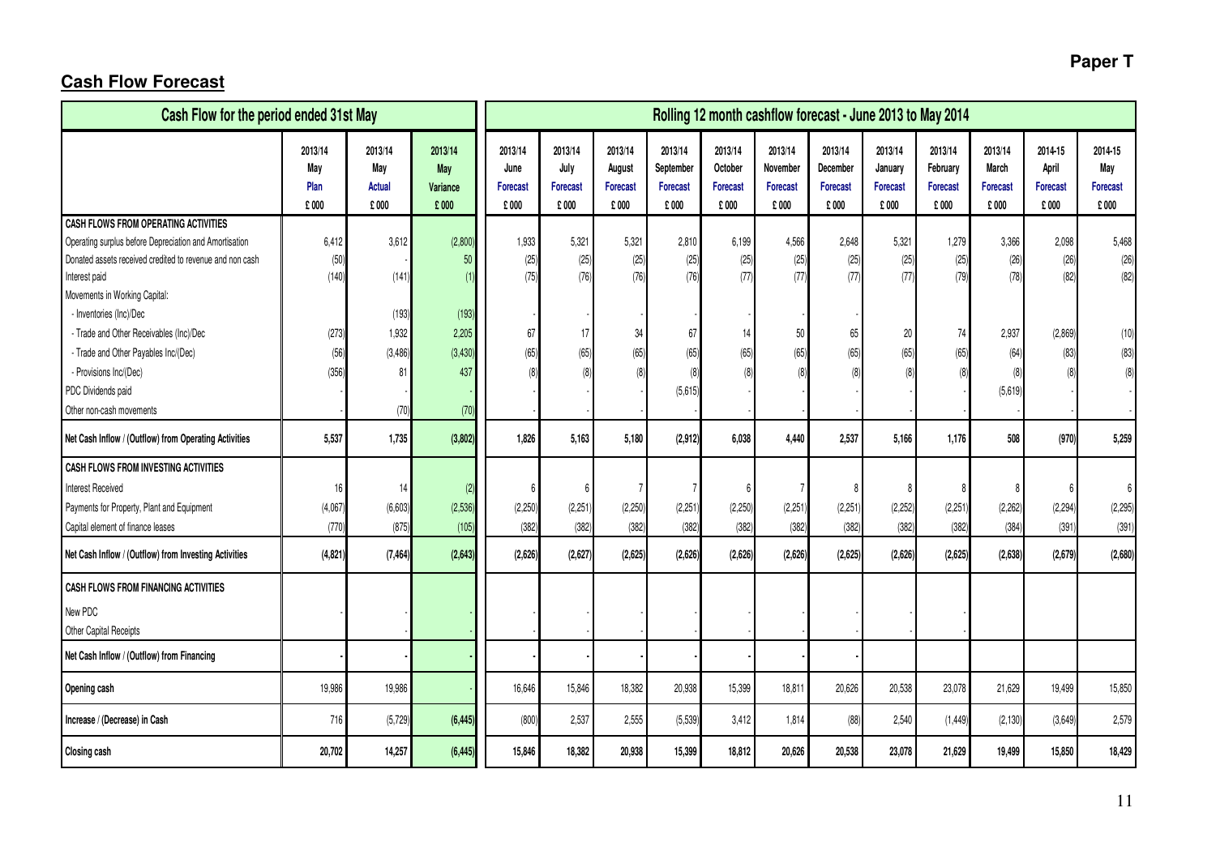**Paper T**

## Cash Flow Forecast

| | Cash Flow for the period ended 31st May | | | Rolling 12 month cashflow forecast - June 2013 to May 2014 | | | | | | | | | | | |
|---|---|---|---|---|---|---|---|---|---|---|---|---|---|---|---|
| | 2013/14 May Plan £ 000 | 2013/14 May Actual £ 000 | 2013/14 May Variance £ 000 | 2013/14 June Forecast £ 000 | 2013/14 July Forecast £ 000 | 2013/14 August Forecast £ 000 | 2013/14 September Forecast £ 000 | 2013/14 October Forecast £ 000 | 2013/14 November Forecast £ 000 | 2013/14 December Forecast £ 000 | 2013/14 January Forecast £ 000 | 2013/14 February Forecast £ 000 | 2013/14 March Forecast £ 000 | 2014-15 April Forecast £ 000 | 2014-15 May Forecast £ 000 |
| **CASH FLOWS FROM OPERATING ACTIVITIES** | | | | | | | | | | | | | | | |
| Operating surplus before Depreciation and Amortisation | 6,412 | 3,612 | (2,800) | 1,933 | 5,321 | 5,321 | 2,810 | 6,199 | 4,566 | 2,648 | 5,321 | 1,279 | 3,366 | 2,098 | 5,468 |
| Donated assets received credited to revenue and non cash | (50) | - | 50 | (25) | (25) | (25) | (25) | (25) | (25) | (25) | (25) | (25) | (26) | (26) | (26) |
| Interest paid | (140) | (141) | (1) | (75) | (76) | (76) | (76) | (77) | (77) | (77) | (77) | (79) | (78) | (82) | (82) |
| Movements in Working Capital: | | | | | | | | | | | | | | | |
| - Inventories (Inc)/Dec | | (193) | (193) | - | - | - | - | - | - | - | | | | | |
| - Trade and Other Receivables (Inc)/Dec | (273) | 1,932 | 2,205 | 67 | 17 | 34 | 67 | 14 | 50 | 65 | 20 | 74 | 2,937 | (2,869) | (10) |
| - Trade and Other Payables Inc/(Dec) | (56) | (3,486) | (3,430) | (65) | (65) | (65) | (65) | (65) | (65) | (65) | (65) | (65) | (64) | (83) | (83) |
| - Provisions Inc/(Dec) | (356) | 81 | 437 | (8) | (8) | (8) | (8) | (8) | (8) | (8) | (8) | (8) | (8) | (8) | (8) |
| PDC Dividends paid | | - | - | | - | | (5,615) | | - | - | - | - | (5,619) | - | - |
| Other non-cash movements | | (70) | (70) | | | | | | | | | | - | | - |
| **Net Cash Inflow / (Outflow) from Operating Activities** | **5,537** | **1,735** | **(3,802)** | **1,826** | **5,163** | **5,180** | **(2,912)** | **6,038** | **4,440** | **2,537** | **5,166** | **1,176** | **508** | **(970)** | **5,259** |
| **CASH FLOWS FROM INVESTING ACTIVITIES** | | | | | | | | | | | | | | | |
| Interest Received | 16 | 14 | (2) | 6 | 6 | 7 | 7 | 6 | 7 | 8 | 8 | 8 | 8 | 6 | 6 |
| Payments for Property, Plant and Equipment | (4,067) | (6,603) | (2,536) | (2,250) | (2,251) | (2,250) | (2,251) | (2,250) | (2,251) | (2,251) | (2,252) | (2,251) | (2,262) | (2,294) | (2,295) |
| Capital element of finance leases | (770) | (875) | (105) | (382) | (382) | (382) | (382) | (382) | (382) | (382) | (382) | (382) | (384) | (391) | (391) |
| **Net Cash Inflow / (Outflow) from Investing Activities** | **(4,821)** | **(7,464)** | **(2,643)** | **(2,626)** | **(2,627)** | **(2,625)** | **(2,626)** | **(2,626)** | **(2,626)** | **(2,625)** | **(2,626)** | **(2,625)** | **(2,638)** | **(2,679)** | **(2,680)** |
| **CASH FLOWS FROM FINANCING ACTIVITIES** | | | | | | | | | | | | | | | |
| New PDC | - | - | - | - | - | - | - | - | - | - | - | - | | | |
| Other Capital Receipts | - | - | - | - | - | - | - | - | - | - | - | - | | | |
| **Net Cash Inflow / (Outflow) from Financing** | **-** | **-** | **-** | **-** | **-** | **-** | **-** | **-** | **-** | **-** | | | | | |
| **Opening cash** | 19,986 | 19,986 | - | 16,646 | 15,846 | 18,382 | 20,938 | 15,399 | 18,811 | 20,626 | 20,538 | 23,078 | 21,629 | 19,499 | 15,850 |
| **Increase / (Decrease) in Cash** | 716 | (5,729) | **(6,445)** | (800) | 2,537 | 2,555 | (5,539) | 3,412 | 1,814 | (88) | 2,540 | (1,449) | (2,130) | (3,649) | 2,579 |
| **Closing cash** | **20,702** | **14,257** | **(6,445)** | **15,846** | **18,382** | **20,938** | **15,399** | **18,812** | **20,626** | **20,538** | **23,078** | **21,629** | **19,499** | **15,850** | **18,429** |